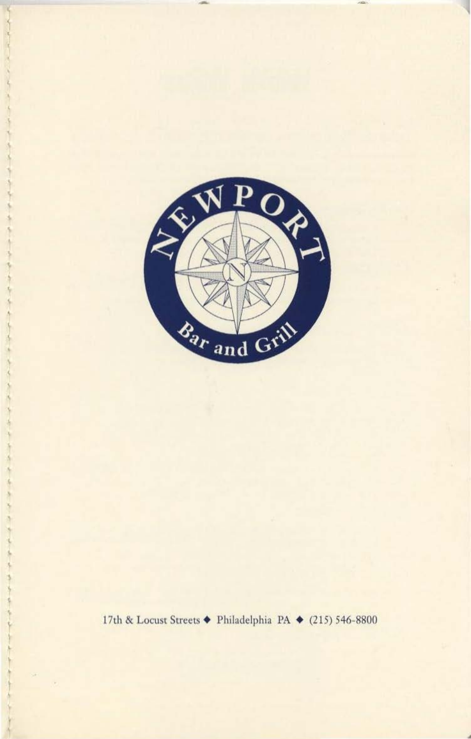# NEWPORT

## Bar and Grill

17th & Locust Streets ◆ Philadelphia PA ◆ (215) 546-8800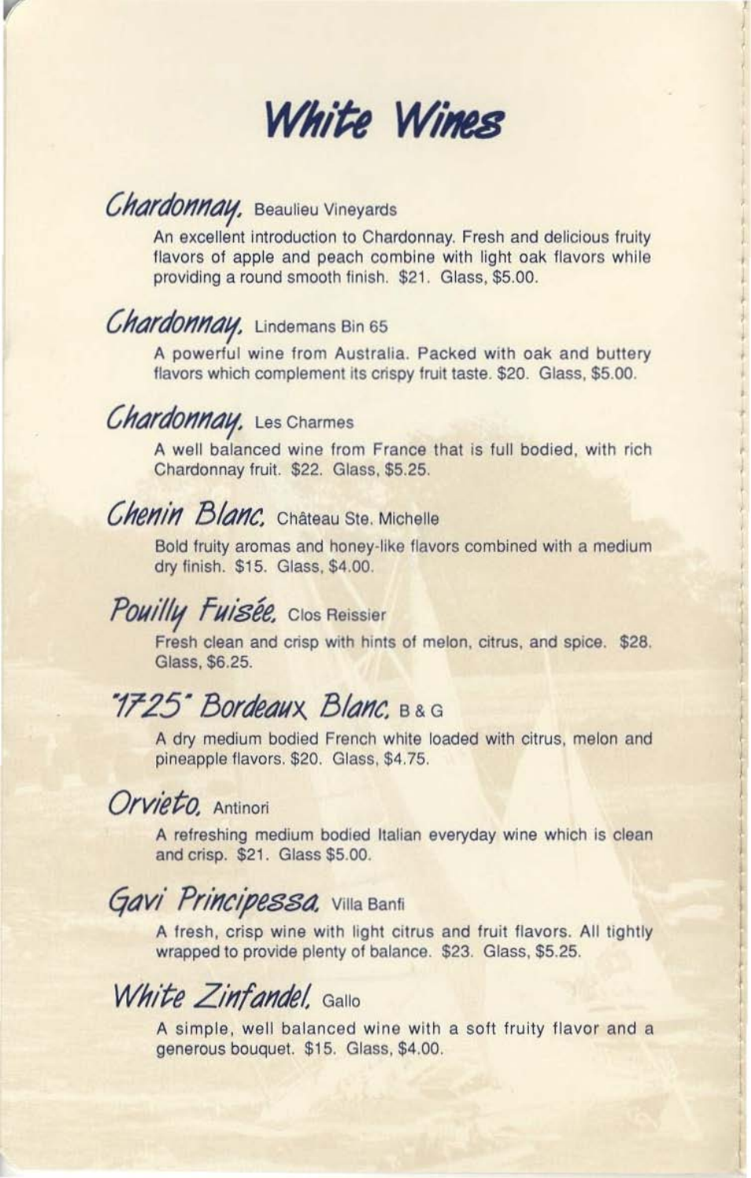# White Wines

## *Chardonnay*, Beaulieu Vineyards

An excellent introduction to Chardonnay. Fresh and delicious fruity flavors of apple and peach combine with light oak flavors while providing a round smooth finish. $21. Glass, $5.00.

## *Chardonnay*, Lindemans Bin 65

A powerful wine from Australia. Packed with oak and buttery flavors which complement its crispy fruit taste. $20. Glass, $5.00.

## *Chardonnay*, Les Charmes

A well balanced wine from France that is full bodied, with rich Chardonnay fruit. $22. Glass, $5.25.

## *Chenin Blanc*, Château Ste. Michelle

Bold fruity aromas and honey-like flavors combined with a medium dry finish. $15. Glass, $4.00.

## *Pouilly Fuisée*, Clos Reissier

Fresh clean and crisp with hints of melon, citrus, and spice. $28. Glass, $6.25.

## *"1725" Bordeaux Blanc*, B & G

A dry medium bodied French white loaded with citrus, melon and pineapple flavors. $20. Glass, $4.75.

## *Orvieto*, Antinori

A refreshing medium bodied Italian everyday wine which is clean and crisp. $21. Glass $5.00.

## *Gavi Principessa*, Villa Banfi

A fresh, crisp wine with light citrus and fruit flavors. All tightly wrapped to provide plenty of balance. $23. Glass, $5.25.

## *White Zinfandel*, Gallo

A simple, well balanced wine with a soft fruity flavor and a generous bouquet. $15. Glass, $4.00.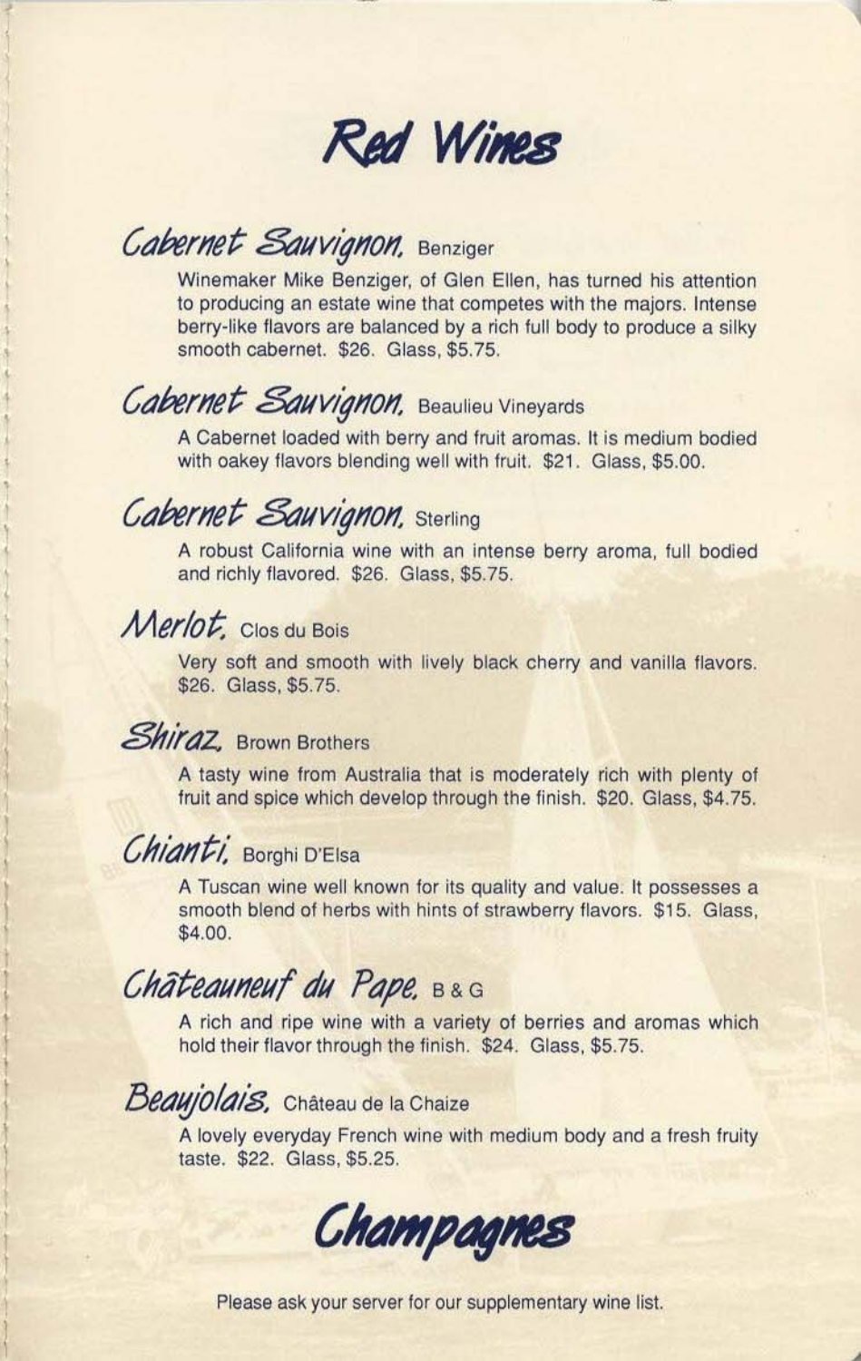# Red Wines

## *Cabernet Sauvignon,* Benziger

Winemaker Mike Benziger, of Glen Ellen, has turned his attention to producing an estate wine that competes with the majors. Intense berry-like flavors are balanced by a rich full body to produce a silky smooth cabernet. $26. Glass, $5.75.

## *Cabernet Sauvignon,* Beaulieu Vineyards

A Cabernet loaded with berry and fruit aromas. It is medium bodied with oakey flavors blending well with fruit. $21. Glass, $5.00.

## *Cabernet Sauvignon,* Sterling

A robust California wine with an intense berry aroma, full bodied and richly flavored. $26. Glass, $5.75.

## *Merlot,* Clos du Bois

Very soft and smooth with lively black cherry and vanilla flavors. $26. Glass, $5.75.

## *Shiraz,* Brown Brothers

A tasty wine from Australia that is moderately rich with plenty of fruit and spice which develop through the finish. $20. Glass, $4.75.

## *Chianti,* Borghi D'Elsa

A Tuscan wine well known for its quality and value. It possesses a smooth blend of herbs with hints of strawberry flavors. $15. Glass, $4.00.

## *Châteauneuf du Pape,* B & G

A rich and ripe wine with a variety of berries and aromas which hold their flavor through the finish. $24. Glass, $5.75.

## *Beaujolais,* Château de la Chaize

A lovely everyday French wine with medium body and a fresh fruity taste. $22. Glass, $5.25.

# Champagnes

Please ask your server for our supplementary wine list.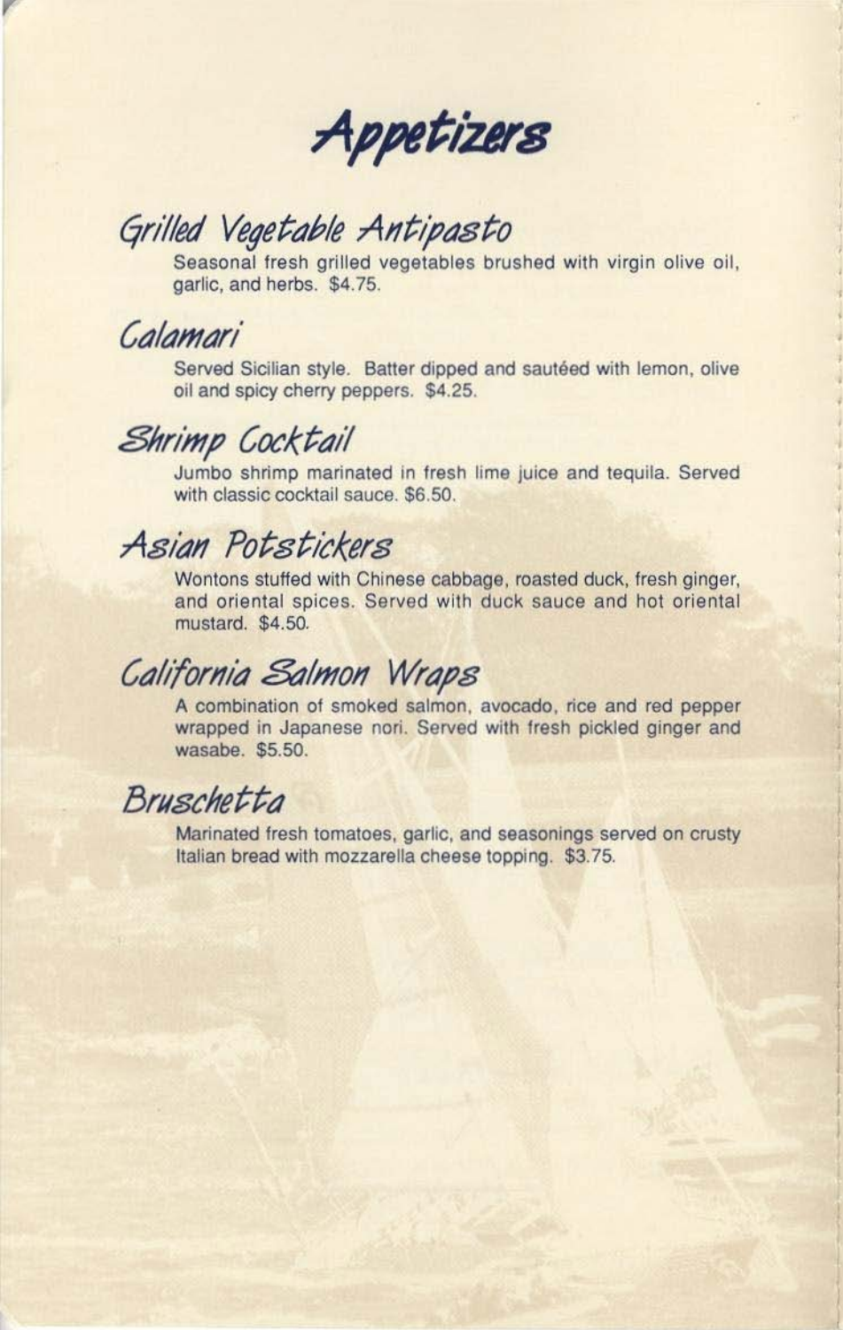# Appetizers

## Grilled Vegetable Antipasto

Seasonal fresh grilled vegetables brushed with virgin olive oil, garlic, and herbs. $4.75.

## Calamari

Served Sicilian style. Batter dipped and sautéed with lemon, olive oil and spicy cherry peppers. $4.25.

## Shrimp Cocktail

Jumbo shrimp marinated in fresh lime juice and tequila. Served with classic cocktail sauce. $6.50.

## Asian Potstickers

Wontons stuffed with Chinese cabbage, roasted duck, fresh ginger, and oriental spices. Served with duck sauce and hot oriental mustard. $4.50.

## California Salmon Wraps

A combination of smoked salmon, avocado, rice and red pepper wrapped in Japanese nori. Served with fresh pickled ginger and wasabe. $5.50.

## Bruschetta

Marinated fresh tomatoes, garlic, and seasonings served on crusty Italian bread with mozzarella cheese topping. $3.75.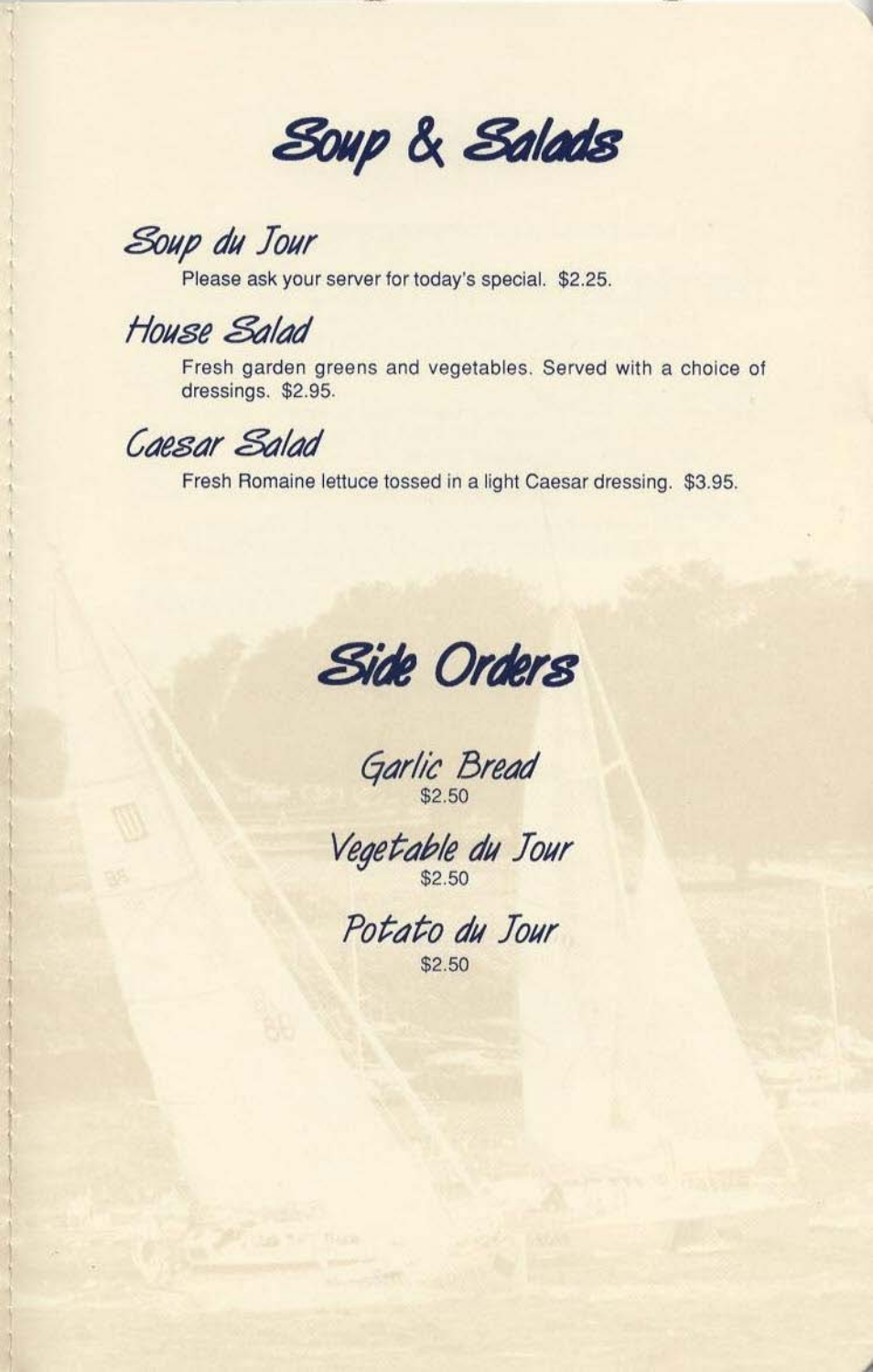# Soup & Salads

## Soup du Jour

Please ask your server for today's special. $2.25.

## House Salad

Fresh garden greens and vegetables. Served with a choice of dressings. $2.95.

## Caesar Salad

Fresh Romaine lettuce tossed in a light Caesar dressing. $3.95.

# Side Orders

## Garlic Bread

$2.50

## Vegetable du Jour

$2.50

## Potato du Jour

$2.50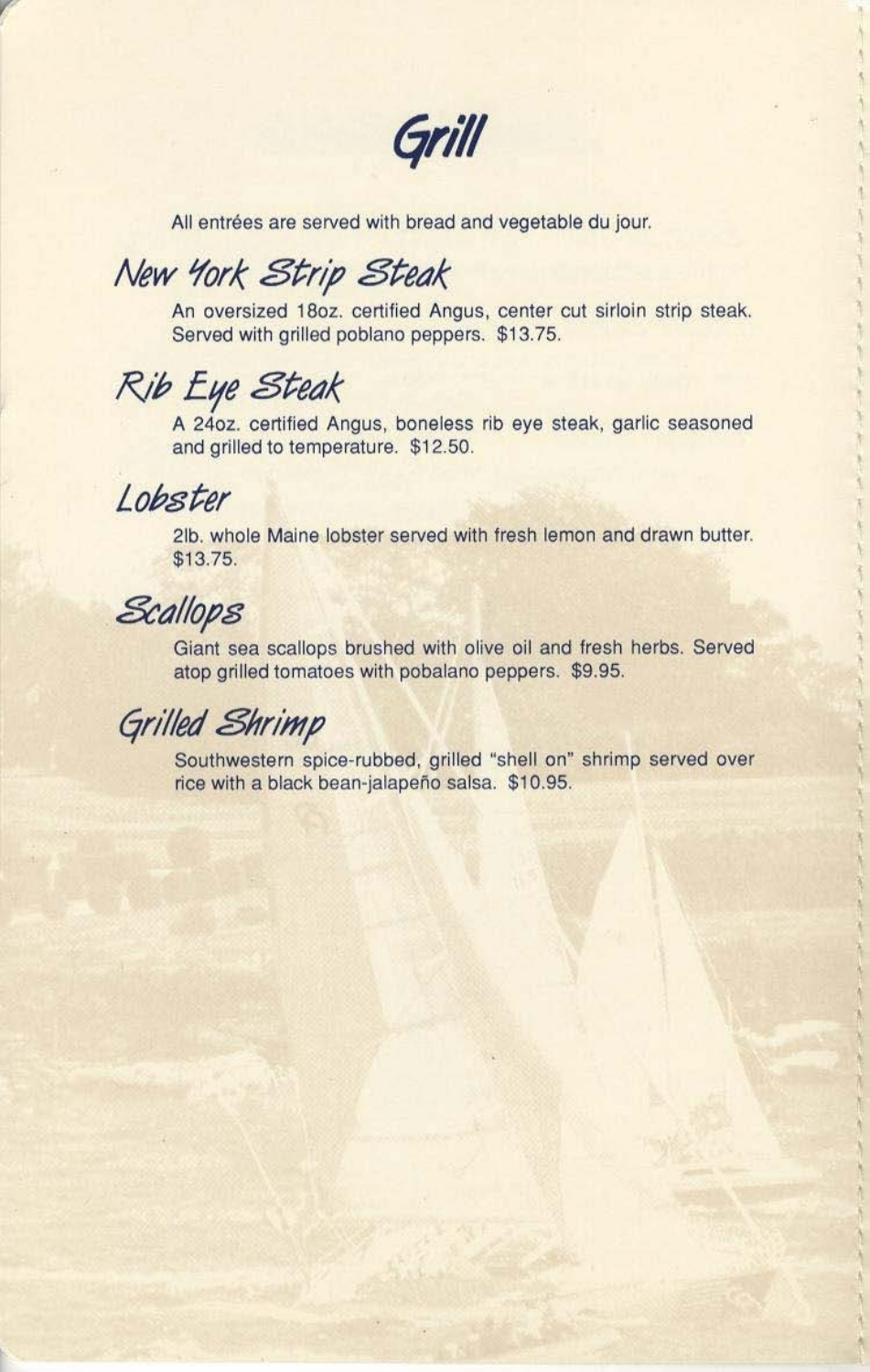# Grill

All entrées are served with bread and vegetable du jour.

## New York Strip Steak

An oversized 18oz. certified Angus, center cut sirloin strip steak. Served with grilled poblano peppers. $13.75.

## Rib Eye Steak

A 24oz. certified Angus, boneless rib eye steak, garlic seasoned and grilled to temperature. $12.50.

## Lobster

2lb. whole Maine lobster served with fresh lemon and drawn butter. $13.75.

## Scallops

Giant sea scallops brushed with olive oil and fresh herbs. Served atop grilled tomatoes with pobalano peppers. $9.95.

## Grilled Shrimp

Southwestern spice-rubbed, grilled "shell on" shrimp served over rice with a black bean-jalapeño salsa. $10.95.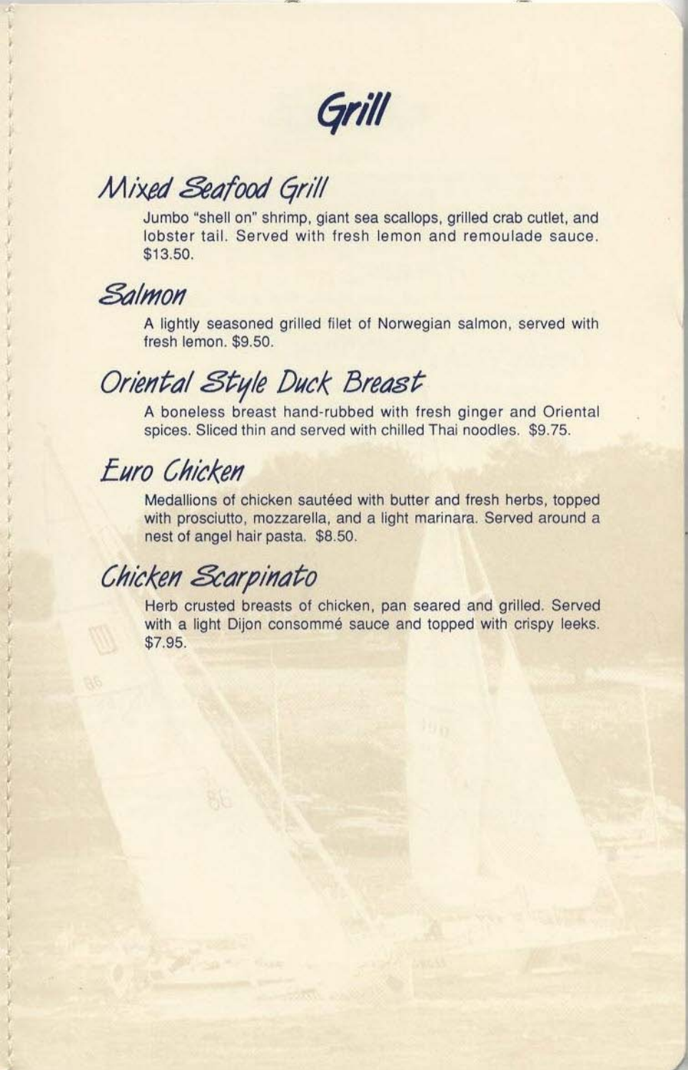# Grill

## Mixed Seafood Grill

Jumbo "shell on" shrimp, giant sea scallops, grilled crab cutlet, and lobster tail. Served with fresh lemon and remoulade sauce. $13.50.

## Salmon

A lightly seasoned grilled filet of Norwegian salmon, served with fresh lemon. $9.50.

## Oriental Style Duck Breast

A boneless breast hand-rubbed with fresh ginger and Oriental spices. Sliced thin and served with chilled Thai noodles. $9.75.

## Euro Chicken

Medallions of chicken sautéed with butter and fresh herbs, topped with prosciutto, mozzarella, and a light marinara. Served around a nest of angel hair pasta. $8.50.

## Chicken Scarpinato

Herb crusted breasts of chicken, pan seared and grilled. Served with a light Dijon consommé sauce and topped with crispy leeks. $7.95.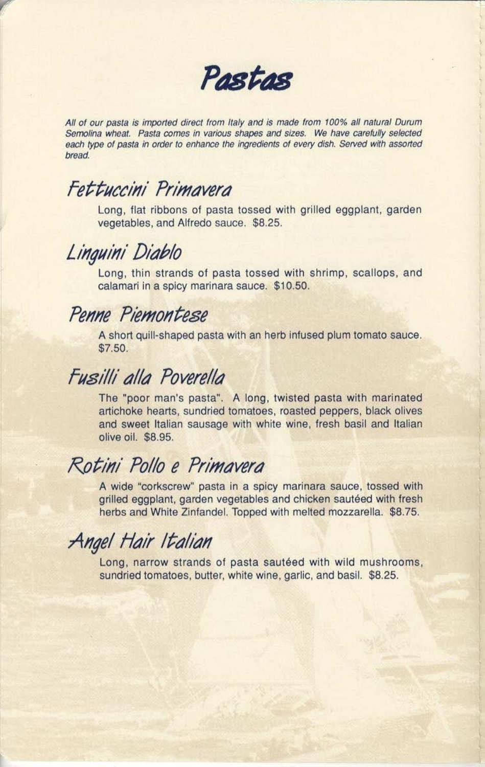# Pastas

*All of our pasta is imported direct from Italy and is made from 100% all natural Durum Semolina wheat. Pasta comes in various shapes and sizes. We have carefully selected each type of pasta in order to enhance the ingredients of every dish. Served with assorted bread.*

## Fettuccini Primavera

Long, flat ribbons of pasta tossed with grilled eggplant, garden vegetables, and Alfredo sauce. $8.25.

## Linguini Diablo

Long, thin strands of pasta tossed with shrimp, scallops, and calamari in a spicy marinara sauce. $10.50.

## Penne Piemontese

A short quill-shaped pasta with an herb infused plum tomato sauce. $7.50.

## Fusilli alla Poverella

The "poor man's pasta". A long, twisted pasta with marinated artichoke hearts, sundried tomatoes, roasted peppers, black olives and sweet Italian sausage with white wine, fresh basil and Italian olive oil. $8.95.

## Rotini Pollo e Primavera

A wide "corkscrew" pasta in a spicy marinara sauce, tossed with grilled eggplant, garden vegetables and chicken sautéed with fresh herbs and White Zinfandel. Topped with melted mozzarella. $8.75.

## Angel Hair Italian

Long, narrow strands of pasta sautéed with wild mushrooms, sundried tomatoes, butter, white wine, garlic, and basil. $8.25.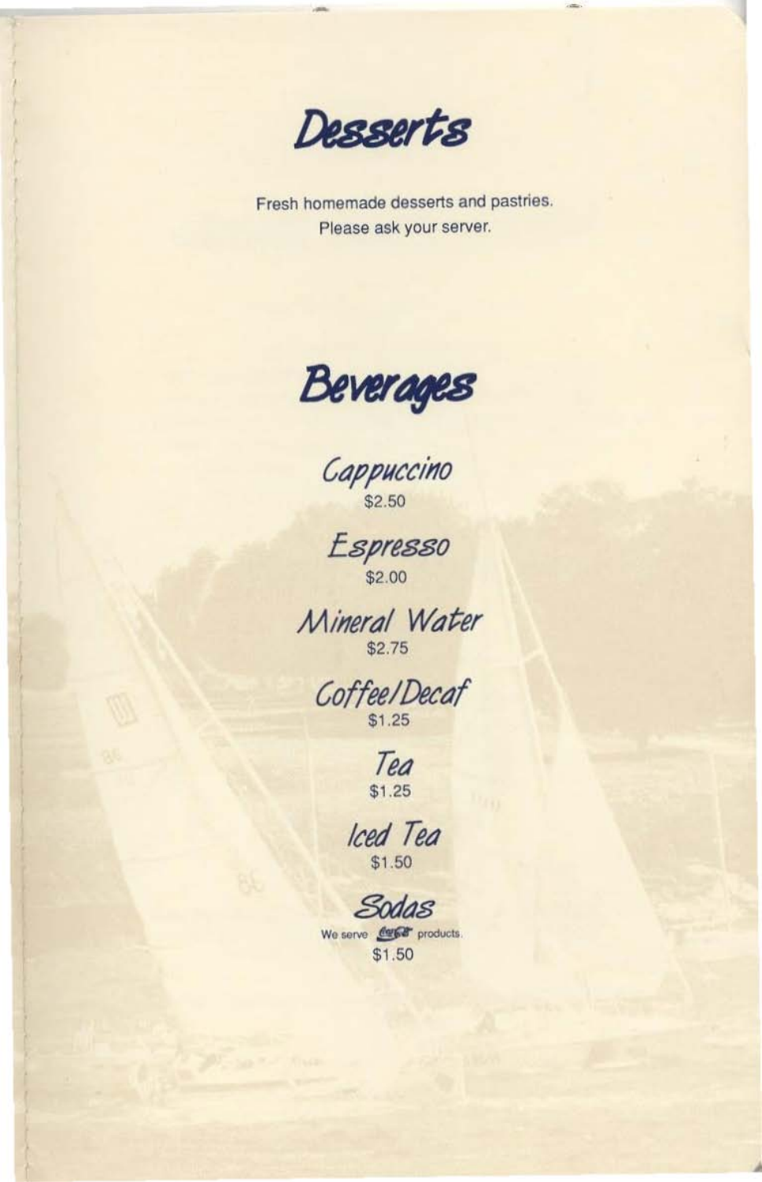# Desserts

Fresh homemade desserts and pastries.
Please ask your server.

# Beverages

**Cappuccino**
$2.50

**Espresso**
$2.00

**Mineral Water**
$2.75

**Coffee/Decaf**
$1.25

**Tea**
$1.25

**Iced Tea**
$1.50

**Sodas**
We serve Coca-Cola products.
$1.50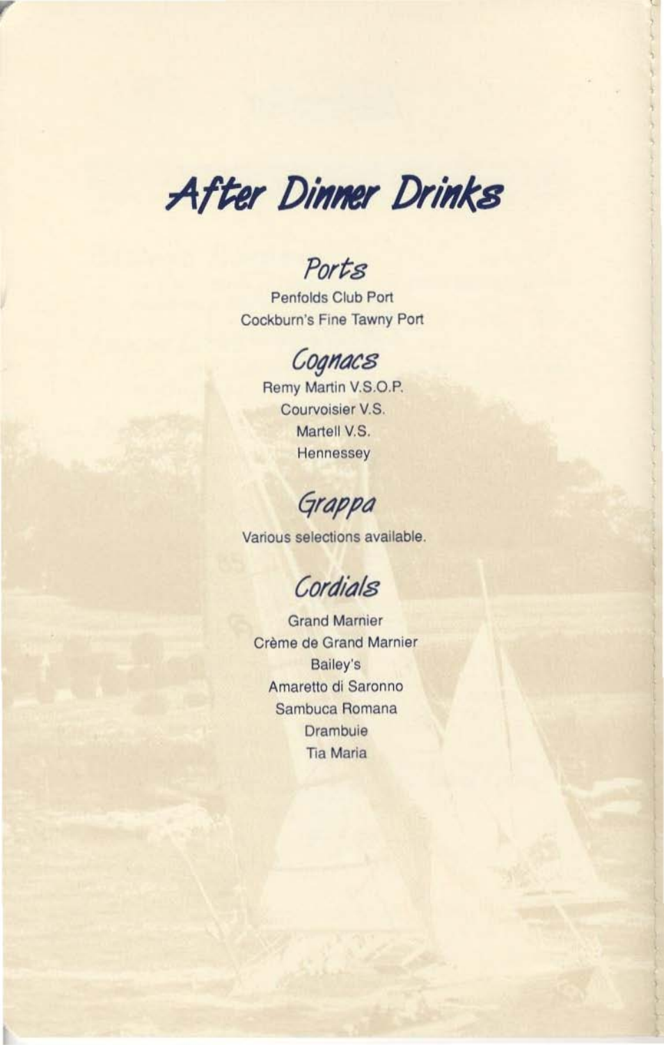# After Dinner Drinks

## Ports

Penfolds Club Port
Cockburn's Fine Tawny Port

## Cognacs

Remy Martin V.S.O.P.
Courvoisier V.S.
Martell V.S.
Hennessey

## Grappa

Various selections available.

## Cordials

Grand Marnier
Crème de Grand Marnier
Bailey's
Amaretto di Saronno
Sambuca Romana
Drambuie
Tia Maria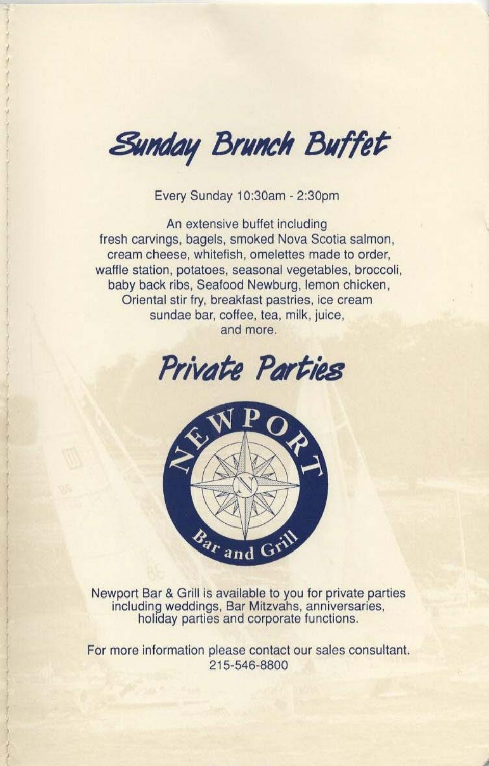# Sunday Brunch Buffet

Every Sunday 10:30am - 2:30pm

An extensive buffet including fresh carvings, bagels, smoked Nova Scotia salmon, cream cheese, whitefish, omelettes made to order, waffle station, potatoes, seasonal vegetables, broccoli, baby back ribs, Seafood Newburg, lemon chicken, Oriental stir fry, breakfast pastries, ice cream sundae bar, coffee, tea, milk, juice, and more.

# Private Parties

NEWPORT Bar and Grill

Newport Bar & Grill is available to you for private parties including weddings, Bar Mitzvahs, anniversaries, holiday parties and corporate functions.

For more information please contact our sales consultant.
215-546-8800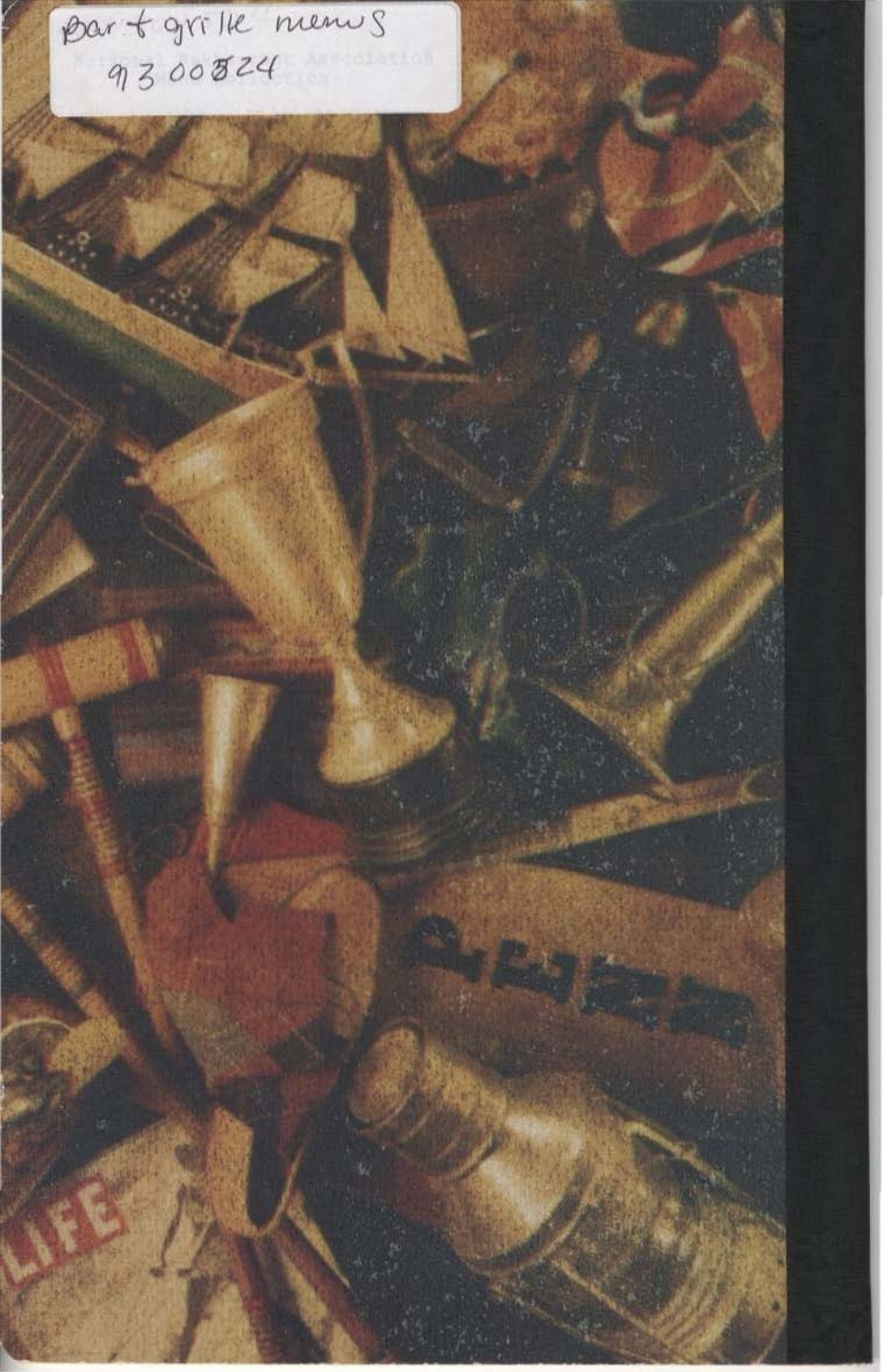Bar & grille menus
9300824